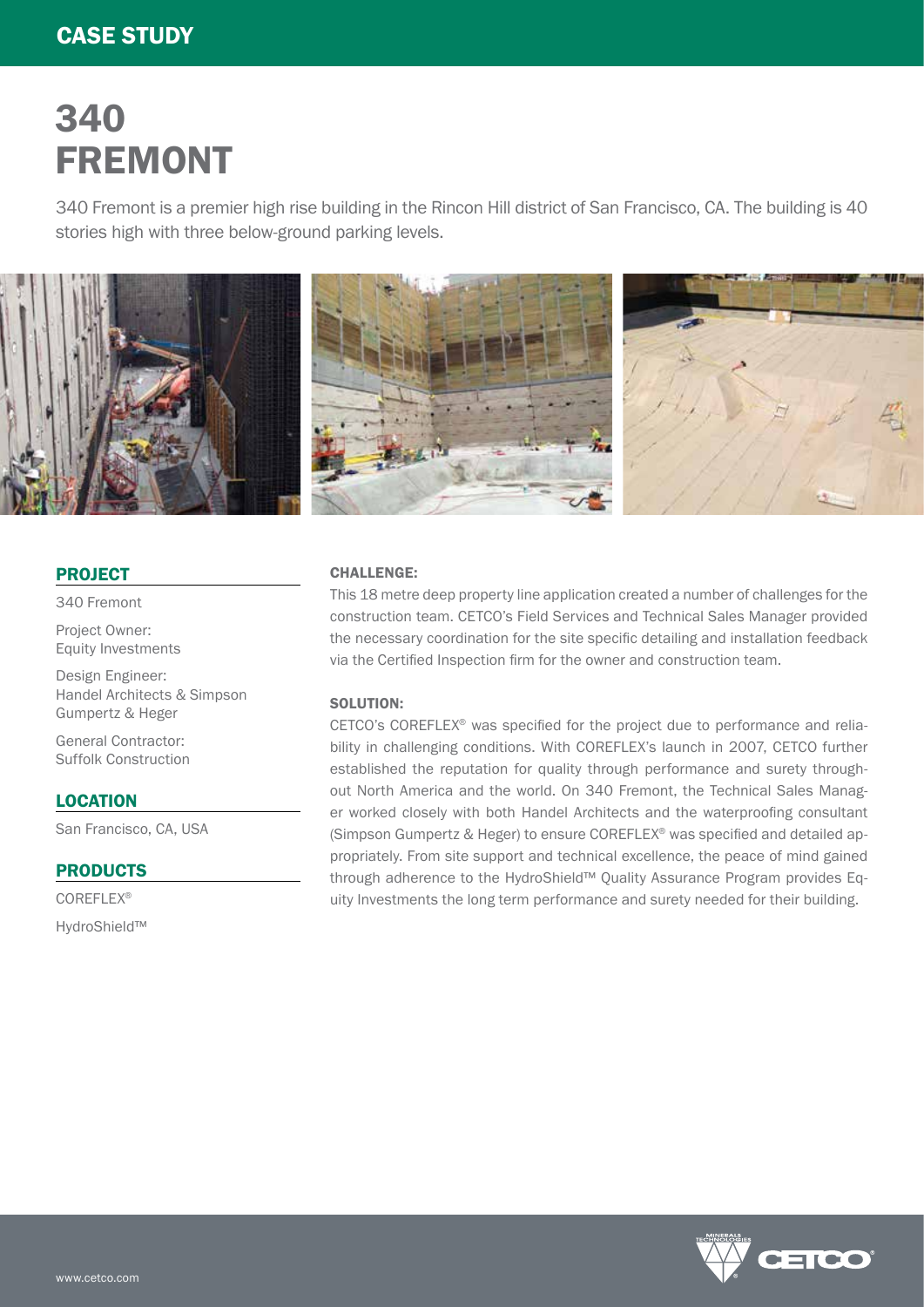CASE STUDY

# 340 FREMONT

340 Fremont is a premier high rise building in the Rincon Hill district of San Francisco, CA. The building is 40 stories high with three below-ground parking levels.

## PROJECT

340 Fremont

Project Owner:
Equity Investments

Design Engineer:
Handel Architects & Simpson Gumpertz & Heger

General Contractor:
Suffolk Construction

## LOCATION

San Francisco, CA, USA

## PRODUCTS

COREFLEX®

HydroShield™

### CHALLENGE:

This 18 metre deep property line application created a number of challenges for the construction team. CETCO's Field Services and Technical Sales Manager provided the necessary coordination for the site specific detailing and installation feedback via the Certified Inspection firm for the owner and construction team.

### SOLUTION:

CETCO's COREFLEX® was specified for the project due to performance and reliability in challenging conditions. With COREFLEX's launch in 2007, CETCO further established the reputation for quality through performance and surety throughout North America and the world. On 340 Fremont, the Technical Sales Manager worked closely with both Handel Architects and the waterproofing consultant (Simpson Gumpertz & Heger) to ensure COREFLEX® was specified and detailed appropriately. From site support and technical excellence, the peace of mind gained through adherence to the HydroShield™ Quality Assurance Program provides Equity Investments the long term performance and surety needed for their building.

www.cetco.com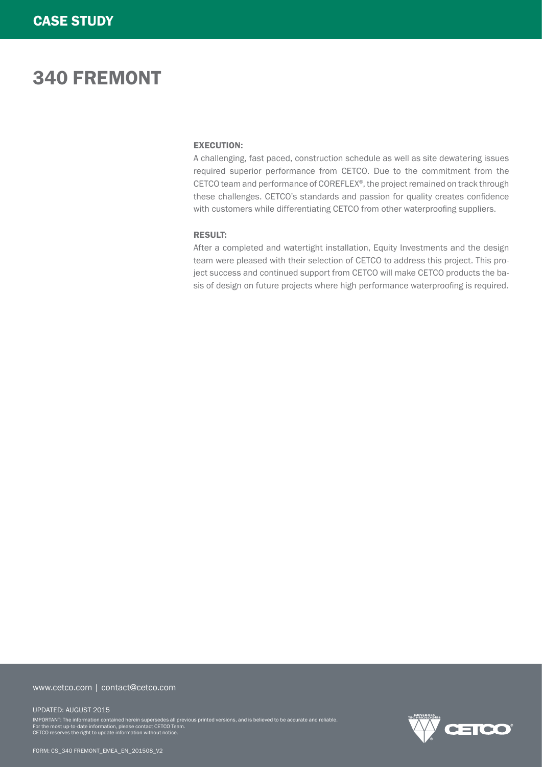# 340 FREMONT

### EXECUTION:

A challenging, fast paced, construction schedule as well as site dewatering issues required superior performance from CETCO. Due to the commitment from the CETCO team and performance of COREFLEX®, the project remained on track through these challenges. CETCO's standards and passion for quality creates confidence with customers while differentiating CETCO from other waterproofing suppliers.

### RESULT:

After a completed and watertight installation, Equity Investments and the design team were pleased with their selection of CETCO to address this project. This project success and continued support from CETCO will make CETCO products the basis of design on future projects where high performance waterproofing is required.

www.cetco.com | contact@cetco.com

UPDATED: AUGUST 2015

IMPORTANT: The information contained herein supersedes all previous printed versions, and is believed to be accurate and reliable. For the most up-to-date information, please contact CETCO Team. CETCO reserves the right to update information without notice.

FORM: CS_340 FREMONT_EMEA_EN_201508_V2